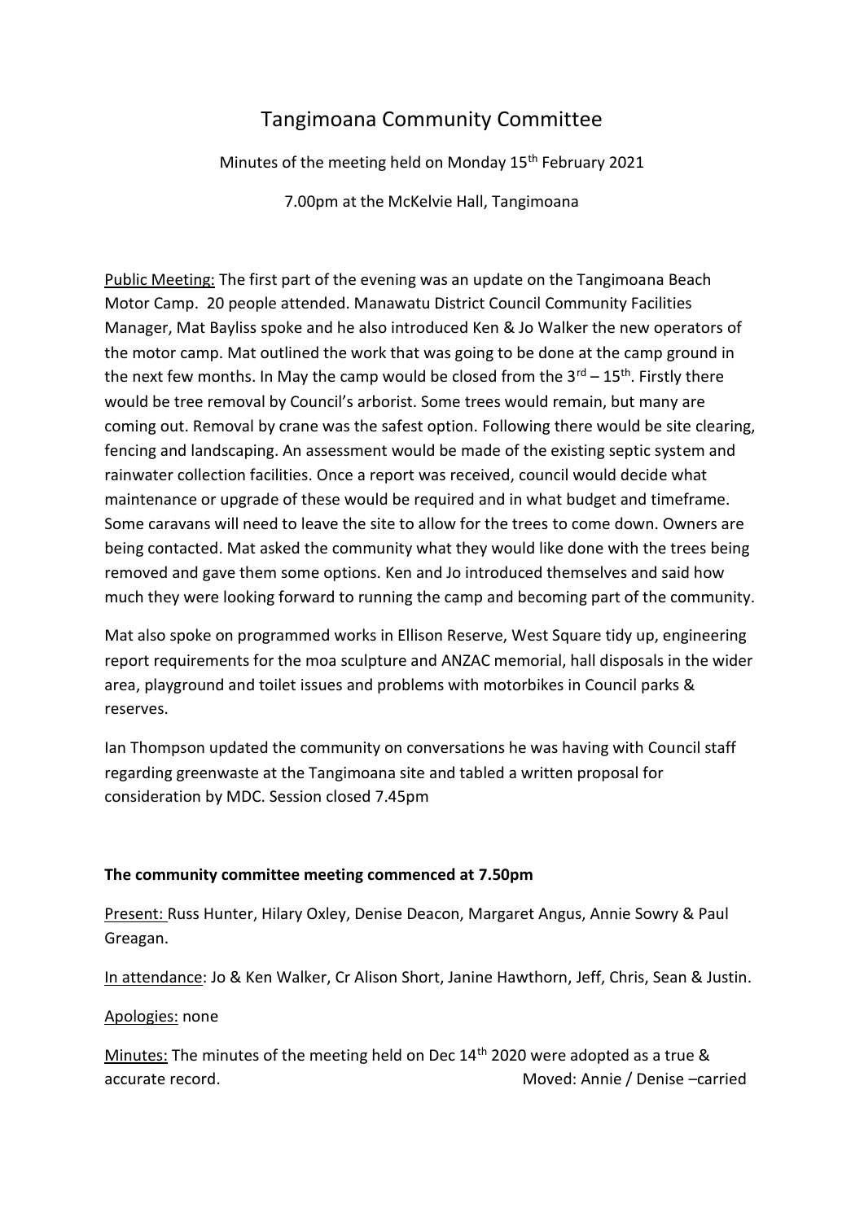# Tangimoana Community Committee

Minutes of the meeting held on Monday 15th February 2021

7.00pm at the McKelvie Hall, Tangimoana

Public Meeting: The first part of the evening was an update on the Tangimoana Beach Motor Camp. 20 people attended. Manawatu District Council Community Facilities Manager, Mat Bayliss spoke and he also introduced Ken & Jo Walker the new operators of the motor camp. Mat outlined the work that was going to be done at the camp ground in the next few months. In May the camp would be closed from the 3rd – 15th. Firstly there would be tree removal by Council's arborist. Some trees would remain, but many are coming out. Removal by crane was the safest option. Following there would be site clearing, fencing and landscaping. An assessment would be made of the existing septic system and rainwater collection facilities. Once a report was received, council would decide what maintenance or upgrade of these would be required and in what budget and timeframe. Some caravans will need to leave the site to allow for the trees to come down. Owners are being contacted. Mat asked the community what they would like done with the trees being removed and gave them some options. Ken and Jo introduced themselves and said how much they were looking forward to running the camp and becoming part of the community.

Mat also spoke on programmed works in Ellison Reserve, West Square tidy up, engineering report requirements for the moa sculpture and ANZAC memorial, hall disposals in the wider area, playground and toilet issues and problems with motorbikes in Council parks & reserves.

Ian Thompson updated the community on conversations he was having with Council staff regarding greenwaste at the Tangimoana site and tabled a written proposal for consideration by MDC. Session closed 7.45pm

**The community committee meeting commenced at 7.50pm**

Present: Russ Hunter, Hilary Oxley, Denise Deacon, Margaret Angus, Annie Sowry & Paul Greagan.

In attendance: Jo & Ken Walker, Cr Alison Short, Janine Hawthorn, Jeff, Chris, Sean & Justin.

Apologies: none

Minutes: The minutes of the meeting held on Dec 14th 2020 were adopted as a true & accurate record. Moved: Annie / Denise –carried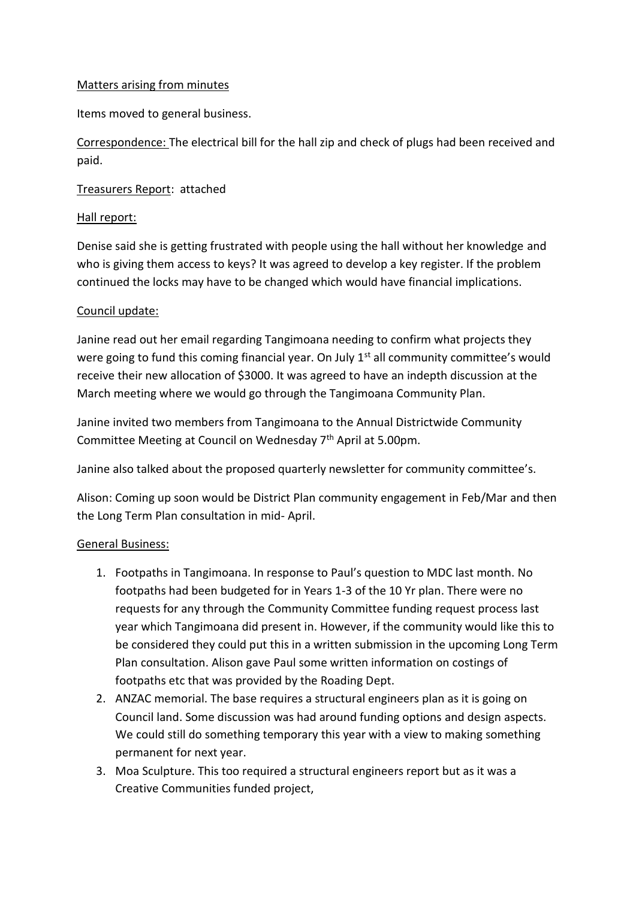Matters arising from minutes

Items moved to general business.

Correspondence: The electrical bill for the hall zip and check of plugs had been received and paid.

Treasurers Report: attached

Hall report:

Denise said she is getting frustrated with people using the hall without her knowledge and who is giving them access to keys? It was agreed to develop a key register. If the problem continued the locks may have to be changed which would have financial implications.

Council update:

Janine read out her email regarding Tangimoana needing to confirm what projects they were going to fund this coming financial year. On July 1st all community committee's would receive their new allocation of $3000. It was agreed to have an indepth discussion at the March meeting where we would go through the Tangimoana Community Plan.

Janine invited two members from Tangimoana to the Annual Districtwide Community Committee Meeting at Council on Wednesday 7th April at 5.00pm.

Janine also talked about the proposed quarterly newsletter for community committee's.

Alison: Coming up soon would be District Plan community engagement in Feb/Mar and then the Long Term Plan consultation in mid- April.

General Business:

1. Footpaths in Tangimoana. In response to Paul's question to MDC last month. No footpaths had been budgeted for in Years 1-3 of the 10 Yr plan. There were no requests for any through the Community Committee funding request process last year which Tangimoana did present in. However, if the community would like this to be considered they could put this in a written submission in the upcoming Long Term Plan consultation. Alison gave Paul some written information on costings of footpaths etc that was provided by the Roading Dept.
2. ANZAC memorial. The base requires a structural engineers plan as it is going on Council land. Some discussion was had around funding options and design aspects. We could still do something temporary this year with a view to making something permanent for next year.
3. Moa Sculpture. This too required a structural engineers report but as it was a Creative Communities funded project,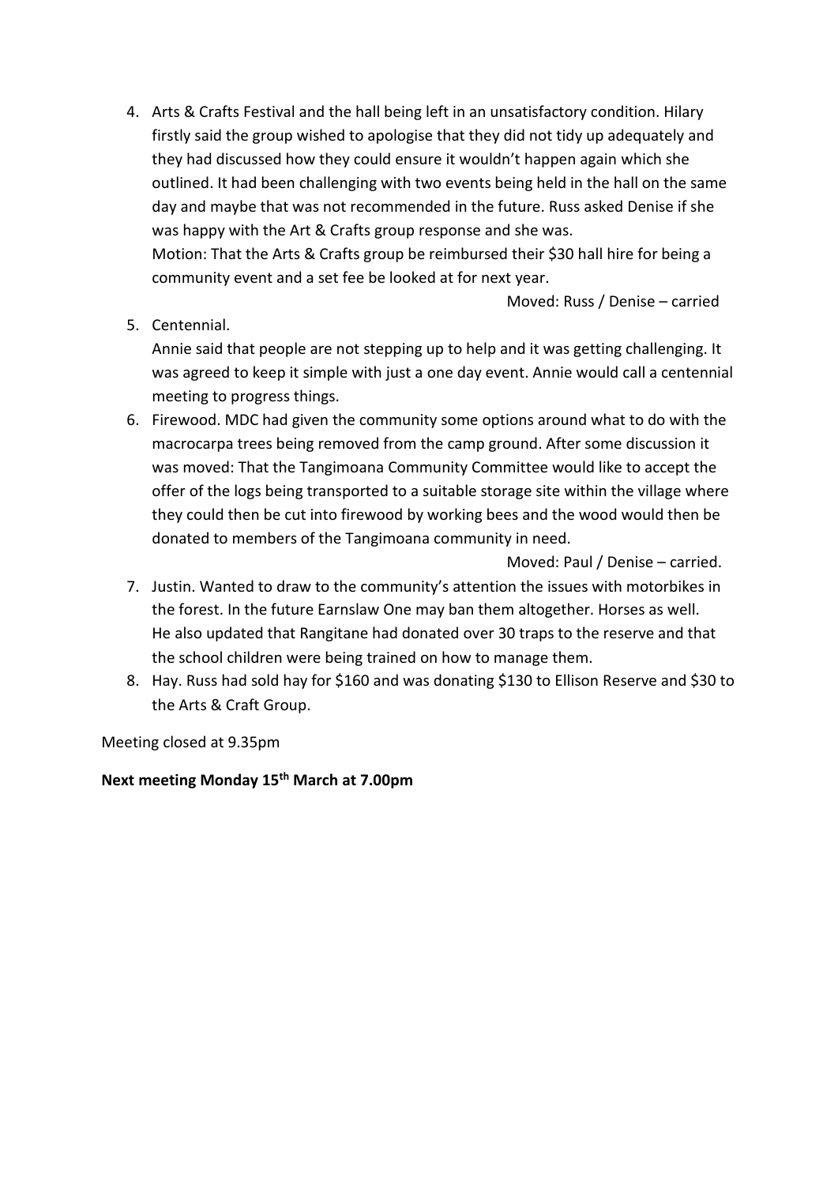4. Arts & Crafts Festival and the hall being left in an unsatisfactory condition. Hilary firstly said the group wished to apologise that they did not tidy up adequately and they had discussed how they could ensure it wouldn't happen again which she outlined. It had been challenging with two events being held in the hall on the same day and maybe that was not recommended in the future. Russ asked Denise if she was happy with the Art & Crafts group response and she was.
   Motion: That the Arts & Crafts group be reimbursed their $30 hall hire for being a community event and a set fee be looked at for next year.
   Moved: Russ / Denise – carried
5. Centennial.
   Annie said that people are not stepping up to help and it was getting challenging. It was agreed to keep it simple with just a one day event. Annie would call a centennial meeting to progress things.
6. Firewood. MDC had given the community some options around what to do with the macrocarpa trees being removed from the camp ground. After some discussion it was moved: That the Tangimoana Community Committee would like to accept the offer of the logs being transported to a suitable storage site within the village where they could then be cut into firewood by working bees and the wood would then be donated to members of the Tangimoana community in need.
   Moved: Paul / Denise – carried.
7. Justin. Wanted to draw to the community's attention the issues with motorbikes in the forest. In the future Earnslaw One may ban them altogether. Horses as well.
   He also updated that Rangitane had donated over 30 traps to the reserve and that the school children were being trained on how to manage them.
8. Hay. Russ had sold hay for $160 and was donating $130 to Ellison Reserve and $30 to the Arts & Craft Group.

Meeting closed at 9.35pm

**Next meeting Monday 15th March at 7.00pm**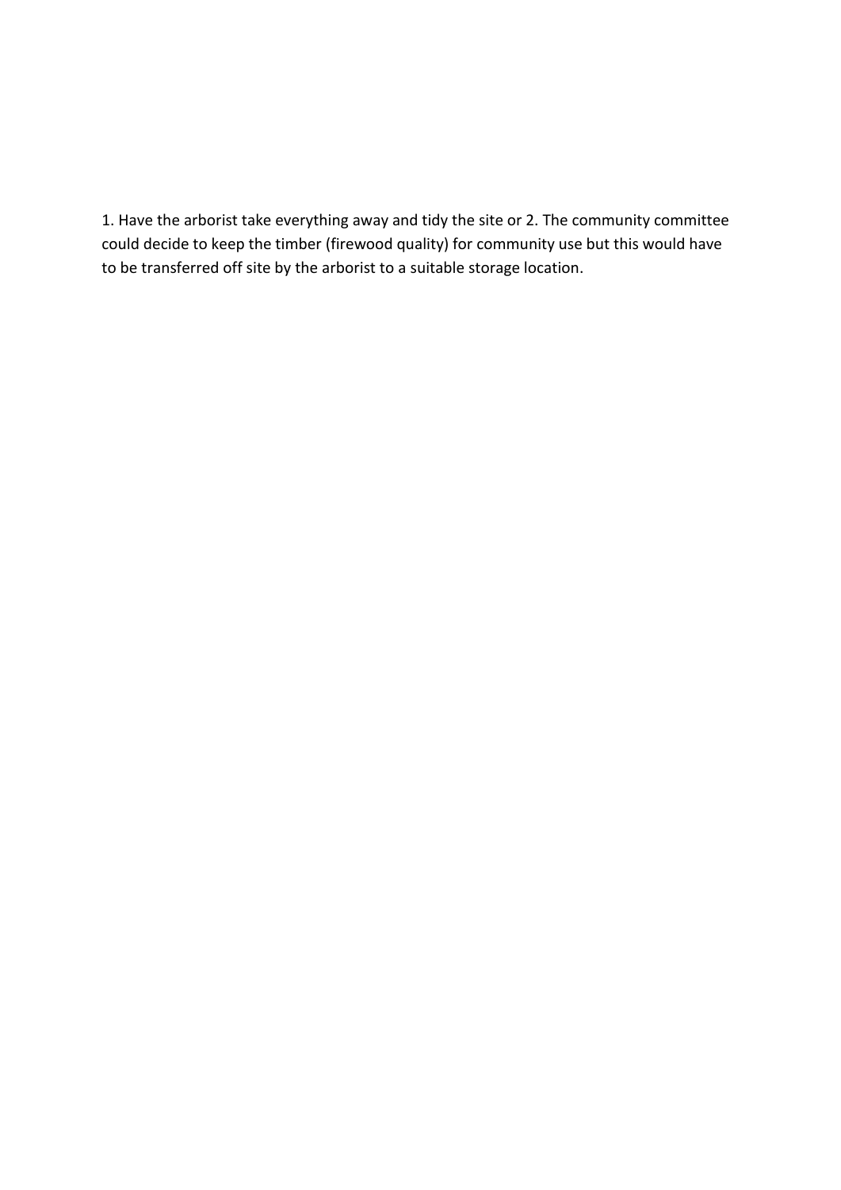1. Have the arborist take everything away and tidy the site or 2. The community committee could decide to keep the timber (firewood quality) for community use but this would have to be transferred off site by the arborist to a suitable storage location.